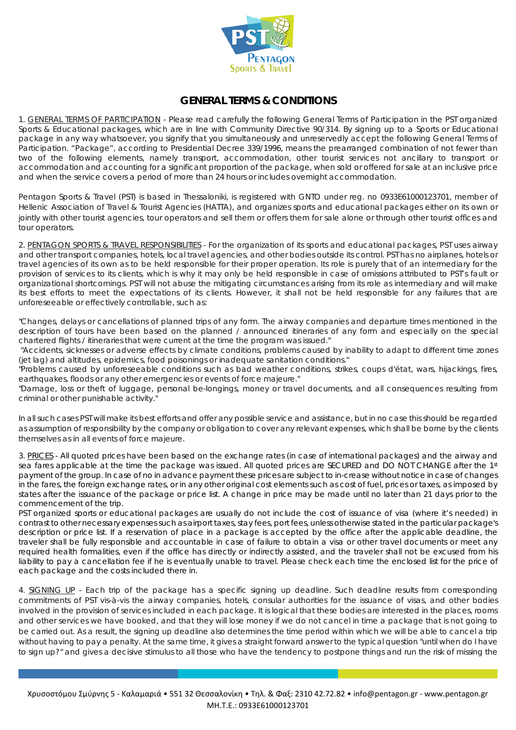# GENERAL TERMS & CONDITIONS

1. GENERAL TERMS OF PARTICIPATION - Please read carefully the following General Terms of Participation in the PST organized Sports & Educational packages, which are in line with Community Directive 90/314. By signing up to a Sports or Educational package in any way whatsoever, you signify that you simultaneously and unreservedly accept the following General Terms of Participation. "Package", according to Presidential Decree 339/1996, means the prearranged combination of not fewer than two of the following elements, namely transport, accommodation, other tourist services not ancillary to transport or accommodation and accounting for a significant proportion of the package, when sold or offered for sale at an inclusive price and when the service covers a period of more than 24 hours or includes overnight accommodation.

Pentagon Sports & Travel (PST) is based in Thessaloniki, is registered with GNTO under reg. no 0933E61000123701, member of Hellenic Association of Travel & Tourist Agencies (HATTA), and organizes sports and educational packages either on its own or jointly with other tourist agencies, tour operators and sell them or offers them for sale alone or through other tourist offices and tour operators.

2. PENTAGON SPORTS & TRAVEL RESPONSIBILITIES - For the organization of its sports and educational packages, PST uses airway and other transport companies, hotels, local travel agencies, and other bodies outside its control. PST has no airplanes, hotels or travel agencies of its own as to be held responsible for their proper operation. Its role is purely that of an intermediary for the provision of services to its clients, which is why it may only be held responsible in case of omissions attributed to PST's fault or organizational shortcomings. PST will not abuse the mitigating circumstances arising from its role as intermediary and will make its best efforts to meet the expectations of its clients. However, it shall not be held responsible for any failures that are unforeseeable or effectively controllable, such as:

"Changes, delays or cancellations of planned trips of any form. The airway companies and departure times mentioned in the description of tours have been based on the planned / announced itineraries of any form and especially on the special chartered flights / itineraries that were current at the time the program was issued."
"Accidents, sicknesses or adverse effects by climate conditions, problems caused by inability to adapt to different time zones (jet lag) and altitudes, epidemics, food poisonings or inadequate sanitation conditions."
"Problems caused by unforeseeable conditions such as bad weather conditions, strikes, coups d'état, wars, hijackings, fires, earthquakes, floods or any other emergencies or events of force majeure."
"Damage, loss or theft of luggage, personal be-longings, money or travel documents, and all consequences resulting from criminal or other punishable activity."

In all such cases PST will make its best efforts and offer any possible service and assistance, but in no case this should be regarded as assumption of responsibility by the company or obligation to cover any relevant expenses, which shall be borne by the clients themselves as in all events of force majeure.

3. PRICES - All quoted prices have been based on the exchange rates (in case of international packages) and the airway and sea fares applicable at the time the package was issued. All quoted prices are SECURED and DO NOT CHANGE after the 1st payment of the group. In case of no in advance payment these prices are subject to in-crease without notice in case of changes in the fares, the foreign exchange rates, or in any other original cost elements such as cost of fuel, prices or taxes, as imposed by states after the issuance of the package or price list. A change in price may be made until no later than 21 days prior to the commencement of the trip.
PST organized sports or educational packages are usually do not include the cost of issuance of visa (where it's needed) in contrast to other necessary expenses such as airport taxes, stay fees, port fees, unless otherwise stated in the particular package's description or price list. If a reservation of place in a package is accepted by the office after the applicable deadline, the traveler shall be fully responsible and accountable in case of failure to obtain a visa or other travel documents or meet any required health formalities, even if the office has directly or indirectly assisted, and the traveler shall not be excused from his liability to pay a cancellation fee if he is eventually unable to travel. Please check each time the enclosed list for the price of each package and the costs included there in.

4. SIGNING UP - Each trip of the package has a specific signing up deadline. Such deadline results from corresponding commitments of PST vis-à-vis the airway companies, hotels, consular authorities for the issuance of visas, and other bodies involved in the provision of services included in each package. It is logical that these bodies are interested in the places, rooms and other services we have booked, and that they will lose money if we do not cancel in time a package that is not going to be carried out. As a result, the signing up deadline also determines the time period within which we will be able to cancel a trip without having to pay a penalty. At the same time, it gives a straight forward answer to the typical question "until when do I have to sign up?" and gives a decisive stimulus to all those who have the tendency to postpone things and run the risk of missing the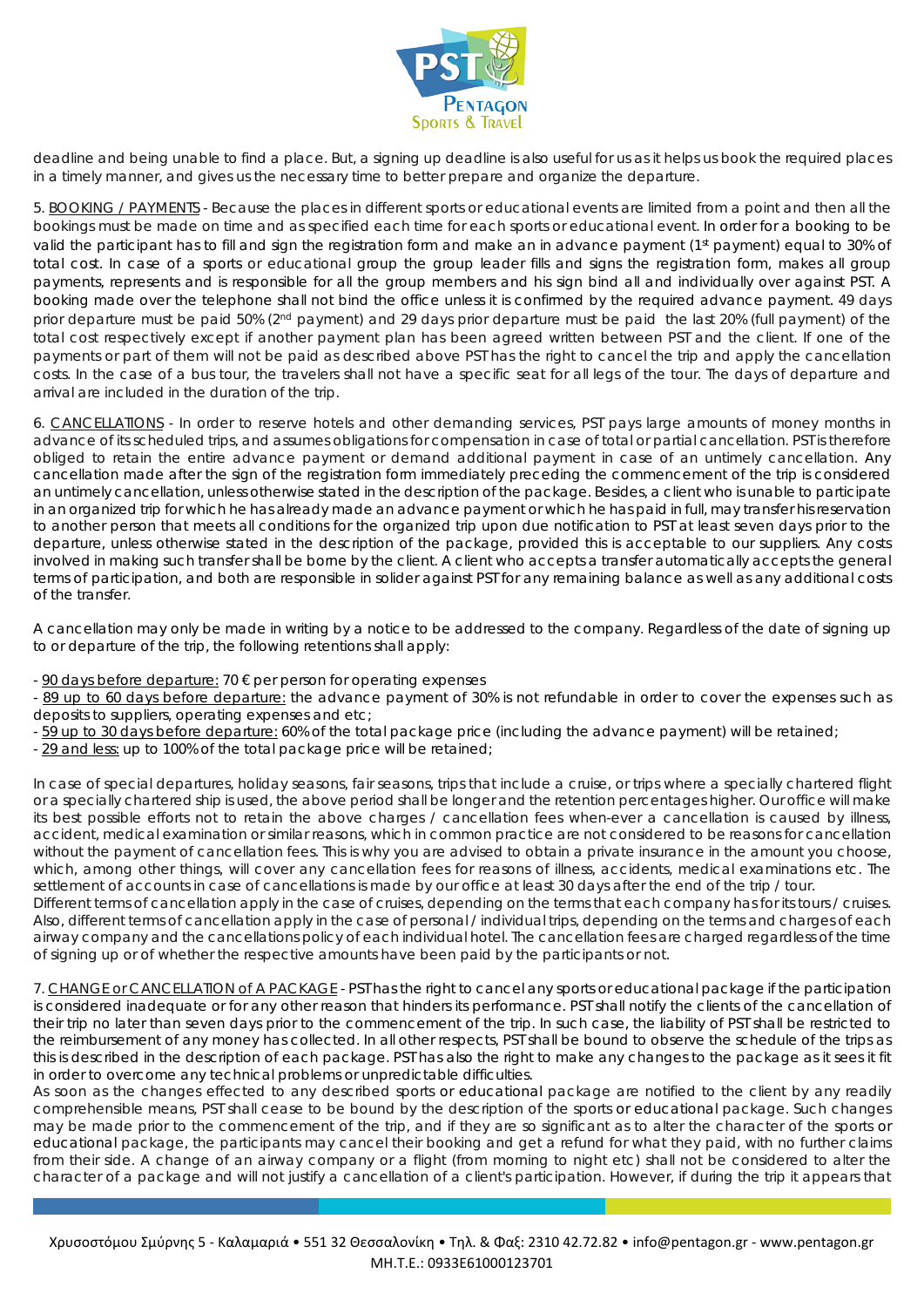deadline and being unable to find a place. But, a signing up deadline is also useful for us as it helps us book the required places in a timely manner, and gives us the necessary time to better prepare and organize the departure.

5. BOOKING / PAYMENTS - Because the places in different sports or educational events are limited from a point and then all the bookings must be made on time and as specified each time for each sports or educational event. In order for a booking to be valid the participant has to fill and sign the registration form and make an in advance payment (1st payment) equal to 30% of total cost. In case of a sports or educational group the group leader fills and signs the registration form, makes all group payments, represents and is responsible for all the group members and his sign bind all and individually over against PST. A booking made over the telephone shall not bind the office unless it is confirmed by the required advance payment. 49 days prior departure must be paid 50% (2nd payment) and 29 days prior departure must be paid the last 20% (full payment) of the total cost respectively except if another payment plan has been agreed written between PST and the client. If one of the payments or part of them will not be paid as described above PST has the right to cancel the trip and apply the cancellation costs. In the case of a bus tour, the travelers shall not have a specific seat for all legs of the tour. The days of departure and arrival are included in the duration of the trip.

6. CANCELLATIONS - In order to reserve hotels and other demanding services, PST pays large amounts of money months in advance of its scheduled trips, and assumes obligations for compensation in case of total or partial cancellation. PST is therefore obliged to retain the entire advance payment or demand additional payment in case of an untimely cancellation. Any cancellation made after the sign of the registration form immediately preceding the commencement of the trip is considered an untimely cancellation, unless otherwise stated in the description of the package. Besides, a client who is unable to participate in an organized trip for which he has already made an advance payment or which he has paid in full, may transfer his reservation to another person that meets all conditions for the organized trip upon due notification to PST at least seven days prior to the departure, unless otherwise stated in the description of the package, provided this is acceptable to our suppliers. Any costs involved in making such transfer shall be borne by the client. A client who accepts a transfer automatically accepts the general terms of participation, and both are responsible in solider against PST for any remaining balance as well as any additional costs of the transfer.

A cancellation may only be made in writing by a notice to be addressed to the company. Regardless of the date of signing up to or departure of the trip, the following retentions shall apply:

- 90 days before departure: 70 € per person for operating expenses
- 89 up to 60 days before departure: the advance payment of 30% is not refundable in order to cover the expenses such as deposits to suppliers, operating expenses and etc;
- 59 up to 30 days before departure: 60% of the total package price (including the advance payment) will be retained;
- 29 and less: up to 100% of the total package price will be retained;

In case of special departures, holiday seasons, fair seasons, trips that include a cruise, or trips where a specially chartered flight or a specially chartered ship is used, the above period shall be longer and the retention percentages higher. Our office will make its best possible efforts not to retain the above charges / cancellation fees when-ever a cancellation is caused by illness, accident, medical examination or similar reasons, which in common practice are not considered to be reasons for cancellation without the payment of cancellation fees. This is why you are advised to obtain a private insurance in the amount you choose, which, among other things, will cover any cancellation fees for reasons of illness, accidents, medical examinations etc. The settlement of accounts in case of cancellations is made by our office at least 30 days after the end of the trip / tour.
Different terms of cancellation apply in the case of cruises, depending on the terms that each company has for its tours / cruises. Also, different terms of cancellation apply in the case of personal / individual trips, depending on the terms and charges of each airway company and the cancellations policy of each individual hotel. The cancellation fees are charged regardless of the time of signing up or of whether the respective amounts have been paid by the participants or not.

7. CHANGE or CANCELLATION of A PACKAGE - PST has the right to cancel any sports or educational package if the participation is considered inadequate or for any other reason that hinders its performance. PST shall notify the clients of the cancellation of their trip no later than seven days prior to the commencement of the trip. In such case, the liability of PST shall be restricted to the reimbursement of any money has collected. In all other respects, PST shall be bound to observe the schedule of the trips as this is described in the description of each package. PST has also the right to make any changes to the package as it sees it fit in order to overcome any technical problems or unpredictable difficulties.
As soon as the changes effected to any described sports or educational package are notified to the client by any readily comprehensible means, PST shall cease to be bound by the description of the sports or educational package. Such changes may be made prior to the commencement of the trip, and if they are so significant as to alter the character of the sports or educational package, the participants may cancel their booking and get a refund for what they paid, with no further claims from their side. A change of an airway company or a flight (from morning to night etc) shall not be considered to alter the character of a package and will not justify a cancellation of a client's participation. However, if during the trip it appears that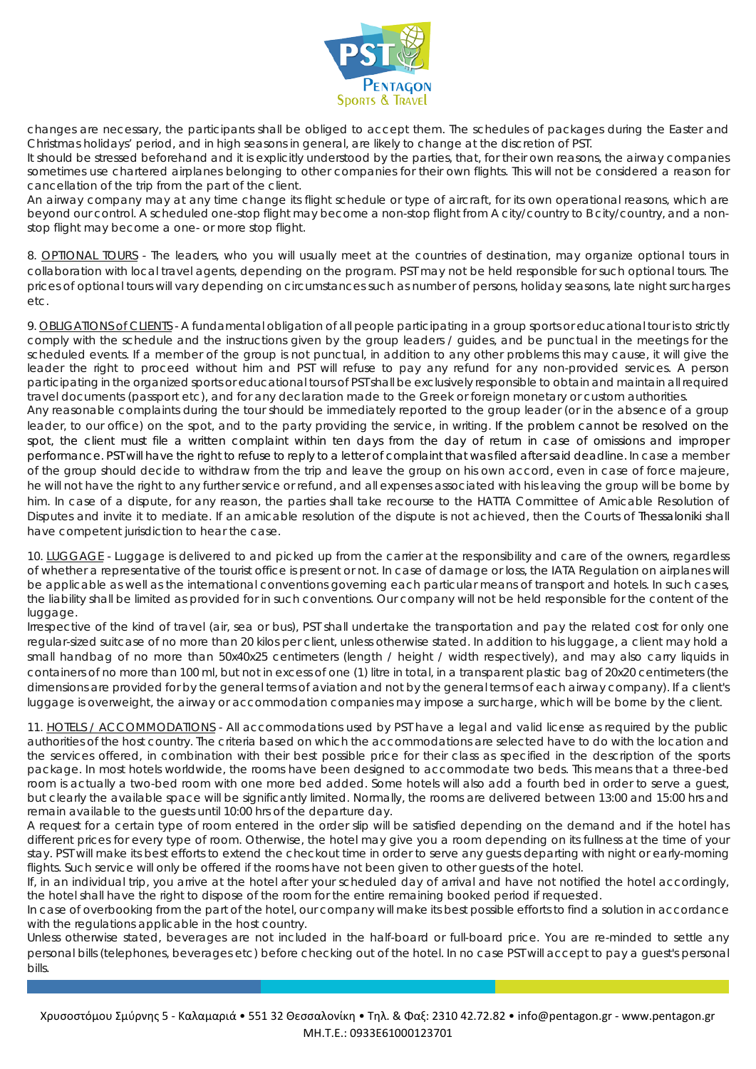changes are necessary, the participants shall be obliged to accept them. The schedules of packages during the Easter and Christmas holidays' period, and in high seasons in general, are likely to change at the discretion of PST.

It should be stressed beforehand and it is explicitly understood by the parties, that, for their own reasons, the airway companies sometimes use chartered airplanes belonging to other companies for their own flights. This will not be considered a reason for cancellation of the trip from the part of the client.

An airway company may at any time change its flight schedule or type of aircraft, for its own operational reasons, which are beyond our control. A scheduled one-stop flight may become a non-stop flight from A city/country to B city/country, and a non-stop flight may become a one- or more stop flight.

8. OPTIONAL TOURS - The leaders, who you will usually meet at the countries of destination, may organize optional tours in collaboration with local travel agents, depending on the program. PST may not be held responsible for such optional tours. The prices of optional tours will vary depending on circumstances such as number of persons, holiday seasons, late night surcharges etc.

9. OBLIGATIONS of CLIENTS - A fundamental obligation of all people participating in a group sports or educational tour is to strictly comply with the schedule and the instructions given by the group leaders / guides, and be punctual in the meetings for the scheduled events. If a member of the group is not punctual, in addition to any other problems this may cause, it will give the leader the right to proceed without him and PST will refuse to pay any refund for any non-provided services. A person participating in the organized sports or educational tours of PST shall be exclusively responsible to obtain and maintain all required travel documents (passport etc), and for any declaration made to the Greek or foreign monetary or custom authorities.

Any reasonable complaints during the tour should be immediately reported to the group leader (or in the absence of a group leader, to our office) on the spot, and to the party providing the service, in writing. If the problem cannot be resolved on the spot, the client must file a written complaint within ten days from the day of return in case of omissions and improper performance. PST will have the right to refuse to reply to a letter of complaint that was filed after said deadline. In case a member of the group should decide to withdraw from the trip and leave the group on his own accord, even in case of force majeure, he will not have the right to any further service or refund, and all expenses associated with his leaving the group will be borne by him. In case of a dispute, for any reason, the parties shall take recourse to the HATTA Committee of Amicable Resolution of Disputes and invite it to mediate. If an amicable resolution of the dispute is not achieved, then the Courts of Thessaloniki shall have competent jurisdiction to hear the case.

10. LUGGAGE - Luggage is delivered to and picked up from the carrier at the responsibility and care of the owners, regardless of whether a representative of the tourist office is present or not. In case of damage or loss, the IATA Regulation on airplanes will be applicable as well as the international conventions governing each particular means of transport and hotels. In such cases, the liability shall be limited as provided for in such conventions. Our company will not be held responsible for the content of the luggage.

Irrespective of the kind of travel (air, sea or bus), PST shall undertake the transportation and pay the related cost for only one regular-sized suitcase of no more than 20 kilos per client, unless otherwise stated. In addition to his luggage, a client may hold a small handbag of no more than 50x40x25 centimeters (length / height / width respectively), and may also carry liquids in containers of no more than 100 ml, but not in excess of one (1) litre in total, in a transparent plastic bag of 20x20 centimeters (the dimensions are provided for by the general terms of aviation and not by the general terms of each airway company). If a client's luggage is overweight, the airway or accommodation companies may impose a surcharge, which will be borne by the client.

11. HOTELS / ACCOMMODATIONS - All accommodations used by PST have a legal and valid license as required by the public authorities of the host country. The criteria based on which the accommodations are selected have to do with the location and the services offered, in combination with their best possible price for their class as specified in the description of the sports package. In most hotels worldwide, the rooms have been designed to accommodate two beds. This means that a three-bed room is actually a two-bed room with one more bed added. Some hotels will also add a fourth bed in order to serve a guest, but clearly the available space will be significantly limited. Normally, the rooms are delivered between 13:00 and 15:00 hrs and remain available to the guests until 10:00 hrs of the departure day.

A request for a certain type of room entered in the order slip will be satisfied depending on the demand and if the hotel has different prices for every type of room. Otherwise, the hotel may give you a room depending on its fullness at the time of your stay. PST will make its best efforts to extend the checkout time in order to serve any guests departing with night or early-morning flights. Such service will only be offered if the rooms have not been given to other guests of the hotel.

If, in an individual trip, you arrive at the hotel after your scheduled day of arrival and have not notified the hotel accordingly, the hotel shall have the right to dispose of the room for the entire remaining booked period if requested.

In case of overbooking from the part of the hotel, our company will make its best possible efforts to find a solution in accordance with the regulations applicable in the host country.

Unless otherwise stated, beverages are not included in the half-board or full-board price. You are re-minded to settle any personal bills (telephones, beverages etc) before checking out of the hotel. In no case PST will accept to pay a guest's personal bills.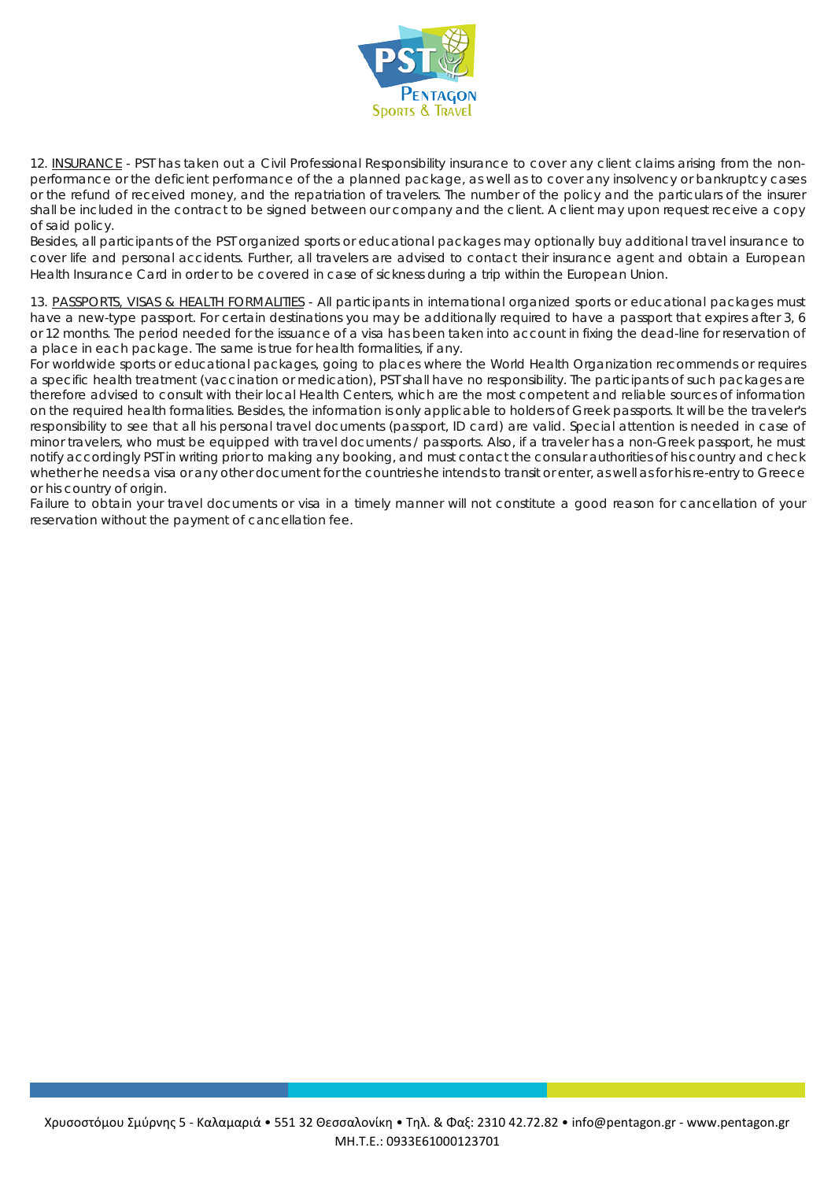12. <u>INSURANCE</u> - PST has taken out a Civil Professional Responsibility insurance to cover any client claims arising from the non-performance or the deficient performance of the a planned package, as well as to cover any insolvency or bankruptcy cases or the refund of received money, and the repatriation of travelers. The number of the policy and the particulars of the insurer shall be included in the contract to be signed between our company and the client. A client may upon request receive a copy of said policy.

Besides, all participants of the PST organized sports or educational packages may optionally buy additional travel insurance to cover life and personal accidents. Further, all travelers are advised to contact their insurance agent and obtain a European Health Insurance Card in order to be covered in case of sickness during a trip within the European Union.

13. <u>PASSPORTS, VISAS & HEALTH FORMALITIES</u> - All participants in international organized sports or educational packages must have a new-type passport. For certain destinations you may be additionally required to have a passport that expires after 3, 6 or 12 months. The period needed for the issuance of a visa has been taken into account in fixing the dead-line for reservation of a place in each package. The same is true for health formalities, if any.

For worldwide sports or educational packages, going to places where the World Health Organization recommends or requires a specific health treatment (vaccination or medication), PST shall have no responsibility. The participants of such packages are therefore advised to consult with their local Health Centers, which are the most competent and reliable sources of information on the required health formalities. Besides, the information is only applicable to holders of Greek passports. It will be the traveler's responsibility to see that all his personal travel documents (passport, ID card) are valid. Special attention is needed in case of minor travelers, who must be equipped with travel documents / passports. Also, if a traveler has a non-Greek passport, he must notify accordingly PST in writing prior to making any booking, and must contact the consular authorities of his country and check whether he needs a visa or any other document for the countries he intends to transit or enter, as well as for his re-entry to Greece or his country of origin.

Failure to obtain your travel documents or visa in a timely manner will not constitute a good reason for cancellation of your reservation without the payment of cancellation fee.